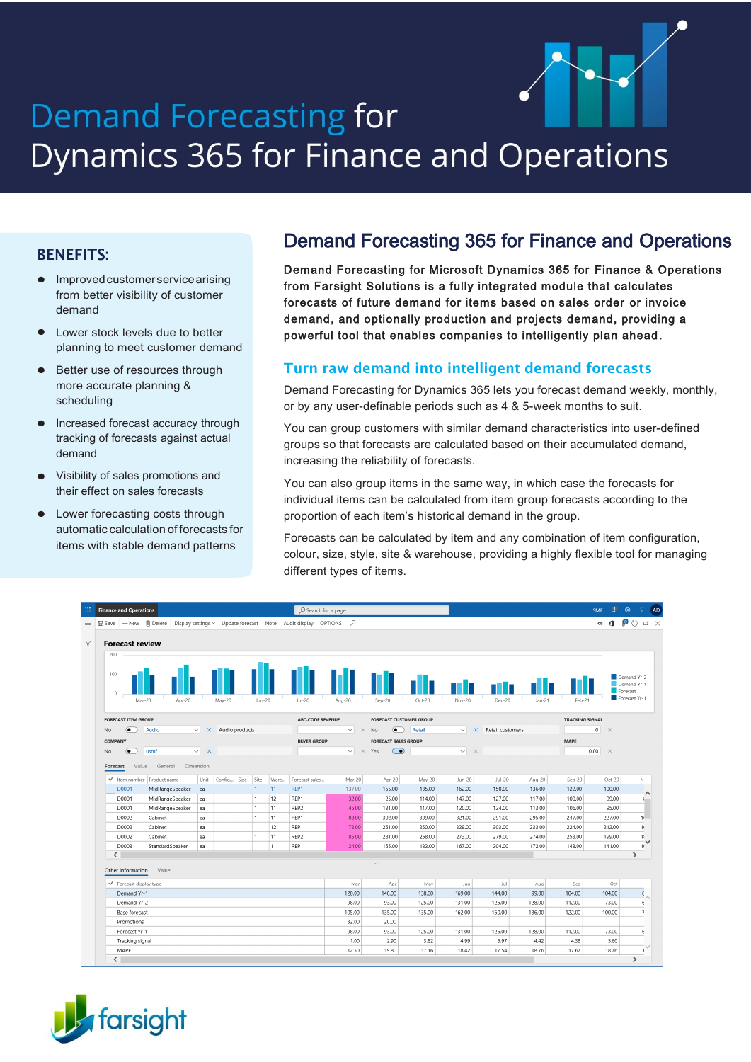# Demand Forecasting for Dynamics 365 for Finance and Operations

## BENEFITS:

- Improved customer service arising from better visibility of customer demand
- Lower stock levels due to better planning to meet customer demand
- Better use of resources through more accurate planning & scheduling
- Increased forecast accuracy through tracking of forecasts against actual demand
- Visibility of sales promotions and their effect on sales forecasts
- Lower forecasting costs through automatic calculation of forecasts for items with stable demand patterns

## Demand Forecasting 365 for Finance and Operations

**Demand Forecasting for Microsoft Dynamics 365 for Finance & Operations from Farsight Solutions is a fully integrated module that calculates forecasts of future demand for items based on sales order or invoice demand, and optionally production and projects demand, providing a powerful tool that enables companies to intelligently plan ahead.**

### Turn raw demand into intelligent demand forecasts

Demand Forecasting for Dynamics 365 lets you forecast demand weekly, monthly, or by any user-definable periods such as 4 & 5-week months to suit.

You can group customers with similar demand characteristics into user-defined groups so that forecasts are calculated based on their accumulated demand, increasing the reliability of forecasts.

You can also group items in the same way, in which case the forecasts for individual items can be calculated from item group forecasts according to the proportion of each item's historical demand in the group.

Forecasts can be calculated by item and any combination of item configuration, colour, size, style, site & warehouse, providing a highly flexible tool for managing different types of items.

farsight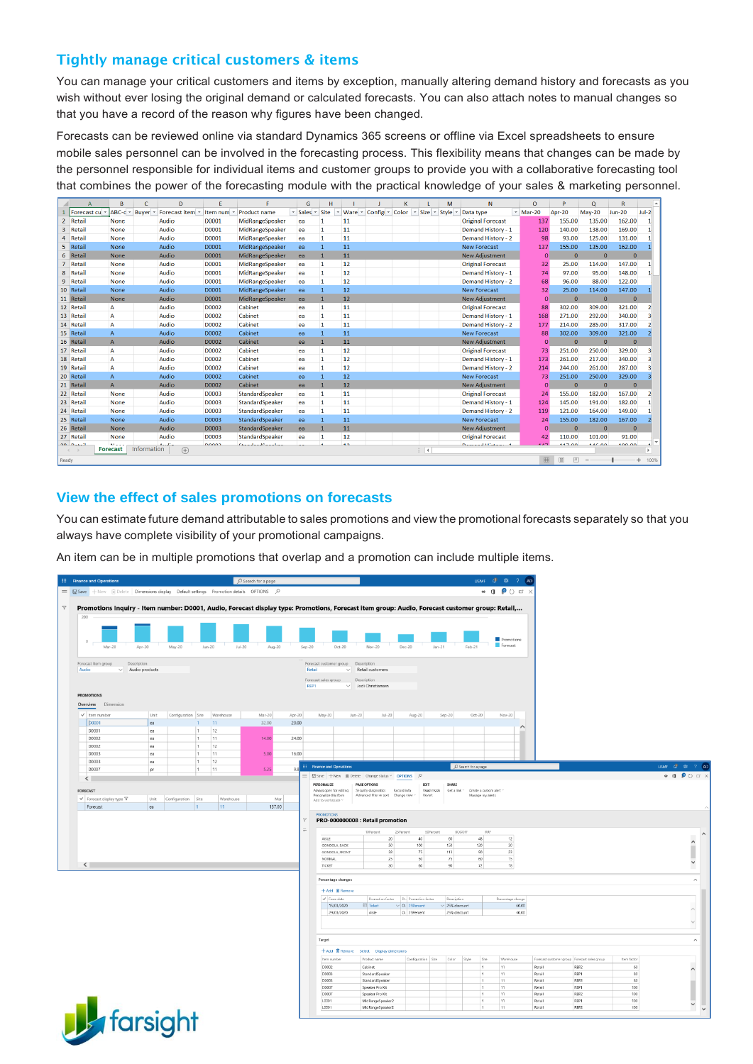## Tightly manage critical customers & items

You can manage your critical customers and items by exception, manually altering demand history and forecasts as you wish without ever losing the original demand or calculated forecasts. You can also attach notes to manual changes so that you have a record of the reason why figures have been changed.

Forecasts can be reviewed online via standard Dynamics 365 screens or offline via Excel spreadsheets to ensure mobile sales personnel can be involved in the forecasting process. This flexibility means that changes can be made by the personnel responsible for individual items and customer groups to provide you with a collaborative forecasting tool that combines the power of the forecasting module with the practical knowledge of your sales & marketing personnel.

## View the effect of sales promotions on forecasts

You can estimate future demand attributable to sales promotions and view the promotional forecasts separately so that you always have complete visibility of your promotional campaigns.

An item can be in multiple promotions that overlap and a promotion can include multiple items.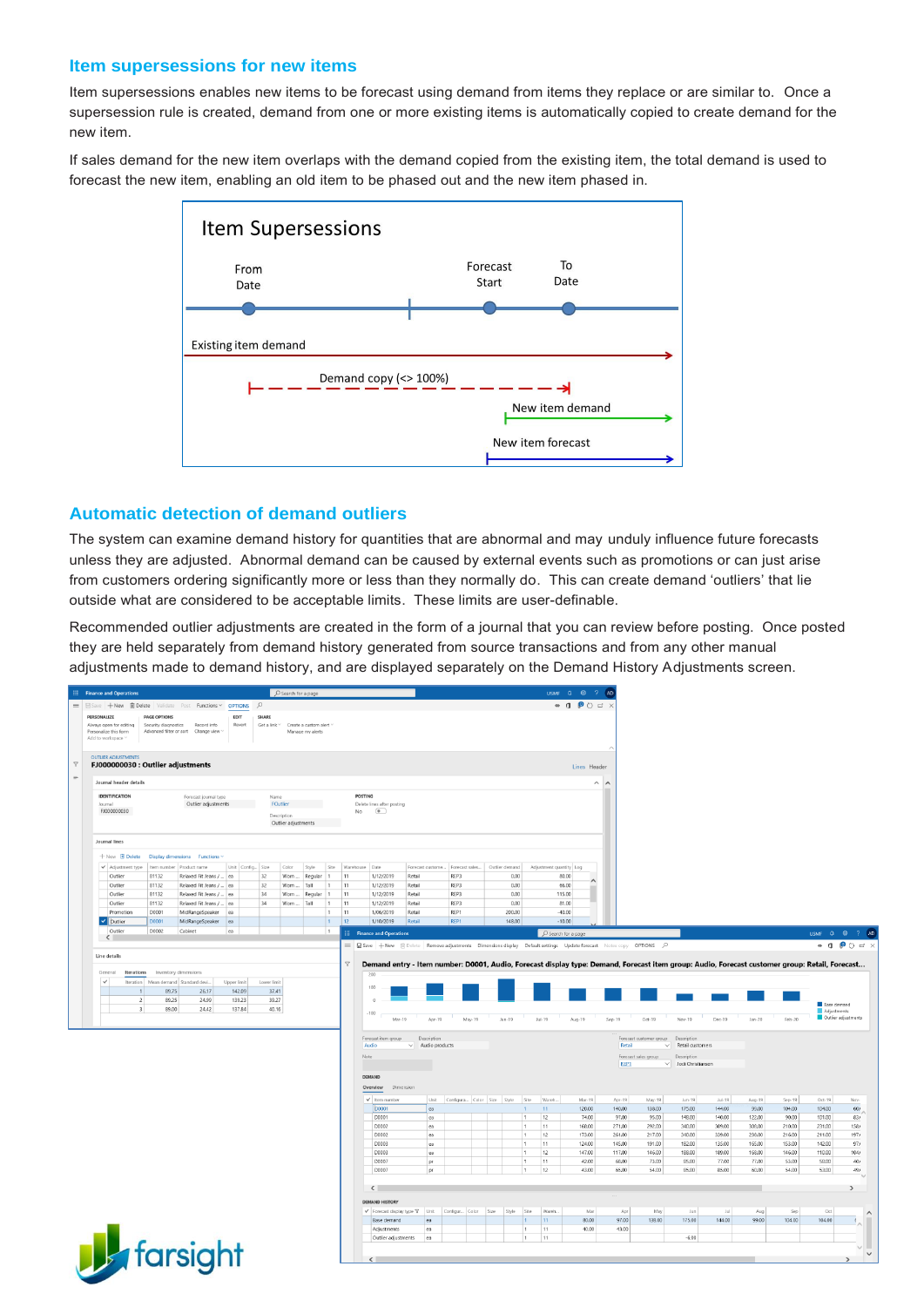## Item supersessions for new items

Item supersessions enables new items to be forecast using demand from items they replace or are similar to. Once a supersession rule is created, demand from one or more existing items is automatically copied to create demand for the new item.

If sales demand for the new item overlaps with the demand copied from the existing item, the total demand is used to forecast the new item, enabling an old item to be phased out and the new item phased in.

Item Supersessions

From Date — Forecast Start — To Date

Existing item demand

Demand copy (<> 100%)

New item demand

New item forecast

## Automatic detection of demand outliers

The system can examine demand history for quantities that are abnormal and may unduly influence future forecasts unless they are adjusted. Abnormal demand can be caused by external events such as promotions or can just arise from customers ordering significantly more or less than they normally do. This can create demand 'outliers' that lie outside what are considered to be acceptable limits. These limits are user-definable.

Recommended outlier adjustments are created in the form of a journal that you can review before posting. Once posted they are held separately from demand history generated from source transactions and from any other manual adjustments made to demand history, and are displayed separately on the Demand History Adjustments screen.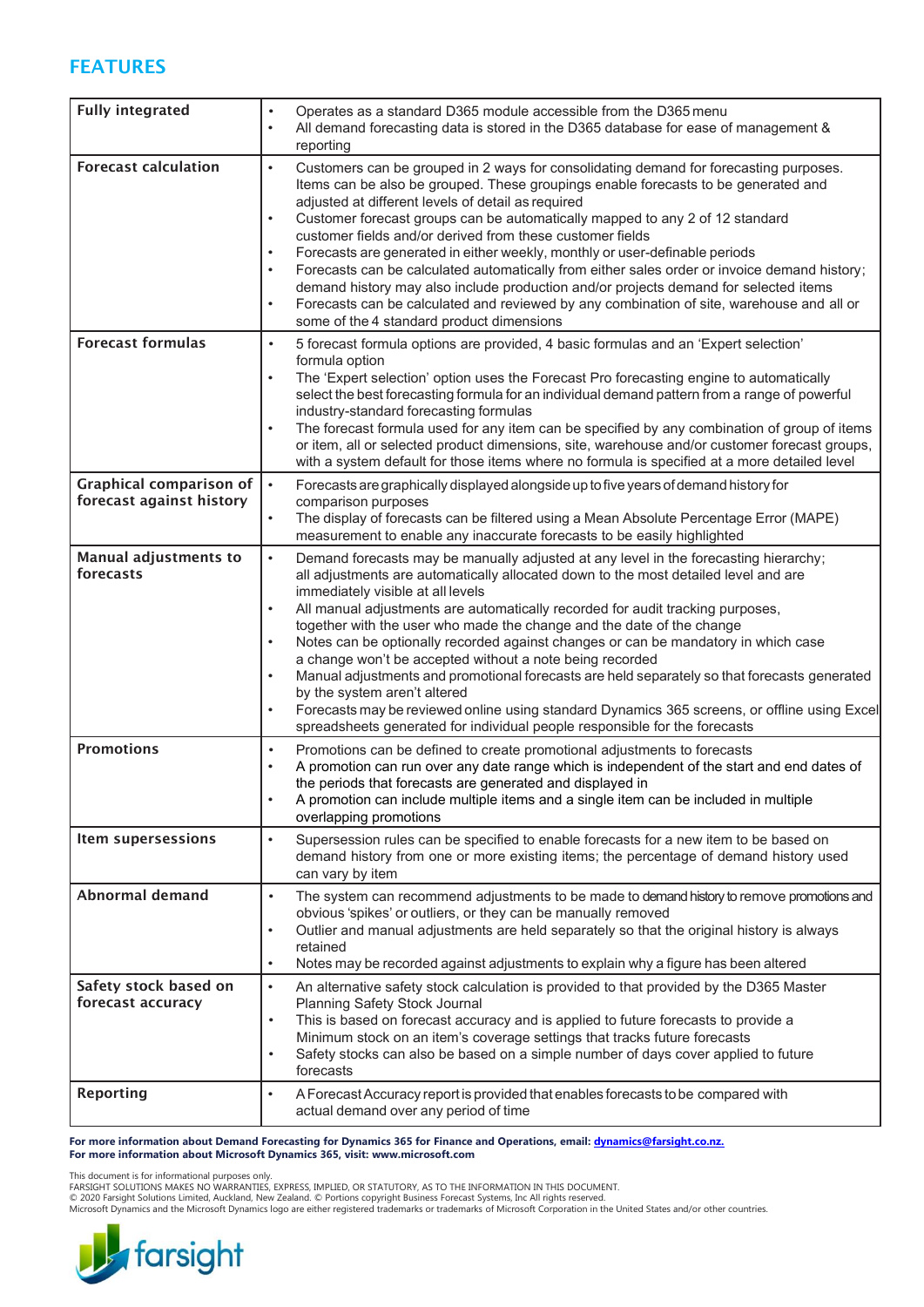## FEATURES

| | |
|---|---|
| **Fully integrated** | • Operates as a standard D365 module accessible from the D365 menu<br>• All demand forecasting data is stored in the D365 database for ease of management & reporting |
| **Forecast calculation** | • Customers can be grouped in 2 ways for consolidating demand for forecasting purposes. Items can be also be grouped. These groupings enable forecasts to be generated and adjusted at different levels of detail as required<br>• Customer forecast groups can be automatically mapped to any 2 of 12 standard customer fields and/or derived from these customer fields<br>• Forecasts are generated in either weekly, monthly or user-definable periods<br>• Forecasts can be calculated automatically from either sales order or invoice demand history; demand history may also include production and/or projects demand for selected items<br>• Forecasts can be calculated and reviewed by any combination of site, warehouse and all or some of the 4 standard product dimensions |
| **Forecast formulas** | • 5 forecast formula options are provided, 4 basic formulas and an 'Expert selection' formula option<br>• The 'Expert selection' option uses the Forecast Pro forecasting engine to automatically select the best forecasting formula for an individual demand pattern from a range of powerful industry-standard forecasting formulas<br>• The forecast formula used for any item can be specified by any combination of group of items or item, all or selected product dimensions, site, warehouse and/or customer forecast groups, with a system default for those items where no formula is specified at a more detailed level |
| **Graphical comparison of forecast against history** | • Forecasts are graphically displayed alongside up to five years of demand history for comparison purposes<br>• The display of forecasts can be filtered using a Mean Absolute Percentage Error (MAPE) measurement to enable any inaccurate forecasts to be easily highlighted |
| **Manual adjustments to forecasts** | • Demand forecasts may be manually adjusted at any level in the forecasting hierarchy; all adjustments are automatically allocated down to the most detailed level and are immediately visible at all levels<br>• All manual adjustments are automatically recorded for audit tracking purposes, together with the user who made the change and the date of the change<br>• Notes can be optionally recorded against changes or can be mandatory in which case a change won't be accepted without a note being recorded<br>• Manual adjustments and promotional forecasts are held separately so that forecasts generated by the system aren't altered<br>• Forecasts may be reviewed online using standard Dynamics 365 screens, or offline using Excel spreadsheets generated for individual people responsible for the forecasts |
| **Promotions** | • Promotions can be defined to create promotional adjustments to forecasts<br>• A promotion can run over any date range which is independent of the start and end dates of the periods that forecasts are generated and displayed in<br>• A promotion can include multiple items and a single item can be included in multiple overlapping promotions |
| **Item supersessions** | • Supersession rules can be specified to enable forecasts for a new item to be based on demand history from one or more existing items; the percentage of demand history used can vary by item |
| **Abnormal demand** | • The system can recommend adjustments to be made to demand history to remove promotions and obvious 'spikes' or outliers, or they can be manually removed<br>• Outlier and manual adjustments are held separately so that the original history is always retained<br>• Notes may be recorded against adjustments to explain why a figure has been altered |
| **Safety stock based on forecast accuracy** | • An alternative safety stock calculation is provided to that provided by the D365 Master Planning Safety Stock Journal<br>• This is based on forecast accuracy and is applied to future forecasts to provide a Minimum stock on an item's coverage settings that tracks future forecasts<br>• Safety stocks can also be based on a simple number of days cover applied to future forecasts |
| **Reporting** | • A Forecast Accuracy report is provided that enables forecasts to be compared with actual demand over any period of time |

**For more information about Demand Forecasting for Dynamics 365 for Finance and Operations, email: dynamics@farsight.co.nz.**
**For more information about Microsoft Dynamics 365, visit: www.microsoft.com**

This document is for informational purposes only.
FARSIGHT SOLUTIONS MAKES NO WARRANTIES, EXPRESS, IMPLIED, OR STATUTORY, AS TO THE INFORMATION IN THIS DOCUMENT.
© 2020 Farsight Solutions Limited, Auckland, New Zealand. © Portions copyright Business Forecast Systems, Inc All rights reserved.
Microsoft Dynamics and the Microsoft Dynamics logo are either registered trademarks or trademarks of Microsoft Corporation in the United States and/or other countries.

farsight